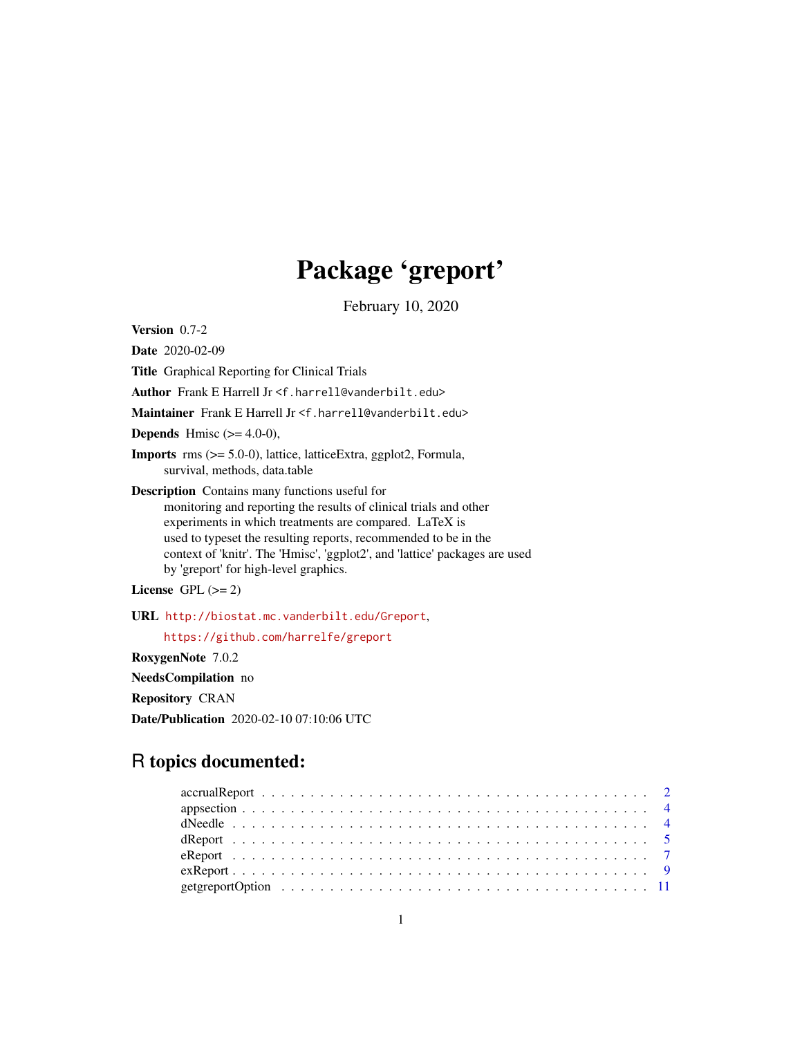# Package 'greport'

February 10, 2020

**Version** 0.7-2

**Date** 2020-02-09

**Title** Graphical Reporting for Clinical Trials

**Author** Frank E Harrell Jr <f.harrell@vanderbilt.edu>

**Maintainer** Frank E Harrell Jr <f.harrell@vanderbilt.edu>

**Depends** Hmisc (>= 4.0-0),

**Imports** rms (>= 5.0-0), lattice, latticeExtra, ggplot2, Formula, survival, methods, data.table

**Description** Contains many functions useful for monitoring and reporting the results of clinical trials and other experiments in which treatments are compared. LaTeX is used to typeset the resulting reports, recommended to be in the context of 'knitr'. The 'Hmisc', 'ggplot2', and 'lattice' packages are used by 'greport' for high-level graphics.

**License** GPL (>= 2)

**URL** http://biostat.mc.vanderbilt.edu/Greport, https://github.com/harrelfe/greport

**RoxygenNote** 7.0.2

**NeedsCompilation** no

**Repository** CRAN

**Date/Publication** 2020-02-10 07:10:06 UTC

## R topics documented:

| | |
|---|---|
| accrualReport | 2 |
| appsection | 4 |
| dNeedle | 4 |
| dReport | 5 |
| eReport | 7 |
| exReport | 9 |
| getgreportOption | 11 |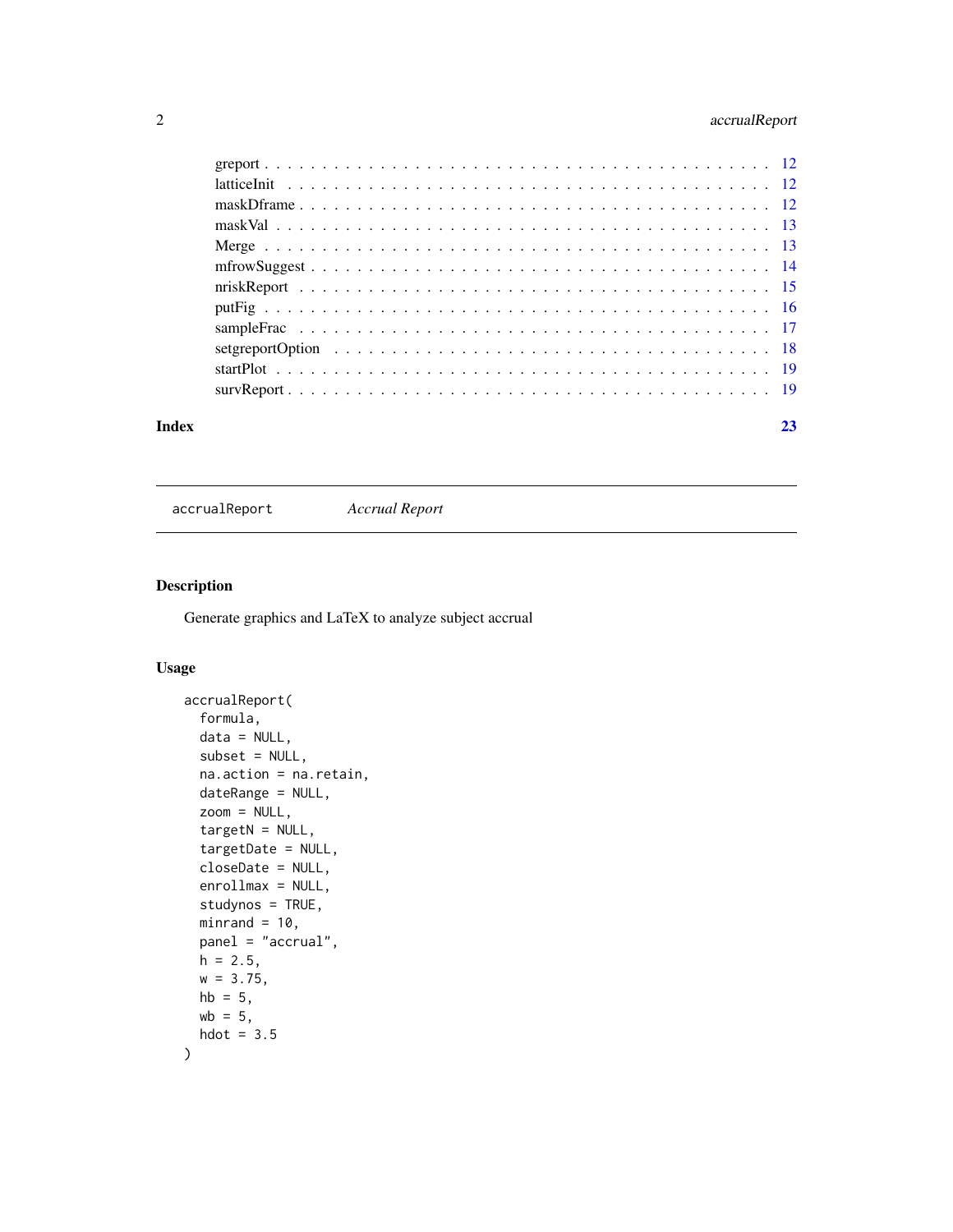greport . . . . . . . . . . . . . . . . . . . . . . . . . . . . . . . . . . . . . . . . 12
latticeInit . . . . . . . . . . . . . . . . . . . . . . . . . . . . . . . . . . . . . . 12
maskDframe . . . . . . . . . . . . . . . . . . . . . . . . . . . . . . . . . . . . . . 12
maskVal . . . . . . . . . . . . . . . . . . . . . . . . . . . . . . . . . . . . . . . . 13
Merge . . . . . . . . . . . . . . . . . . . . . . . . . . . . . . . . . . . . . . . . . 13
mfrowSuggest . . . . . . . . . . . . . . . . . . . . . . . . . . . . . . . . . . . . . 14
nriskReport . . . . . . . . . . . . . . . . . . . . . . . . . . . . . . . . . . . . . . 15
putFig . . . . . . . . . . . . . . . . . . . . . . . . . . . . . . . . . . . . . . . . . 16
sampleFrac . . . . . . . . . . . . . . . . . . . . . . . . . . . . . . . . . . . . . . . 17
setgreportOption . . . . . . . . . . . . . . . . . . . . . . . . . . . . . . . . . . . 18
startPlot . . . . . . . . . . . . . . . . . . . . . . . . . . . . . . . . . . . . . . . . 19
survReport . . . . . . . . . . . . . . . . . . . . . . . . . . . . . . . . . . . . . . . 19

**Index** **23**

---

`accrualReport` *Accrual Report*

---

## Description

Generate graphics and LaTeX to analyze subject accrual

## Usage

```
accrualReport(
  formula,
  data = NULL,
  subset = NULL,
  na.action = na.retain,
  dateRange = NULL,
  zoom = NULL,
  targetN = NULL,
  targetDate = NULL,
  closeDate = NULL,
  enrollmax = NULL,
  studynos = TRUE,
  minrand = 10,
  panel = "accrual",
  h = 2.5,
  w = 3.75,
  hb = 5,
  wb = 5,
  hdot = 3.5
)
```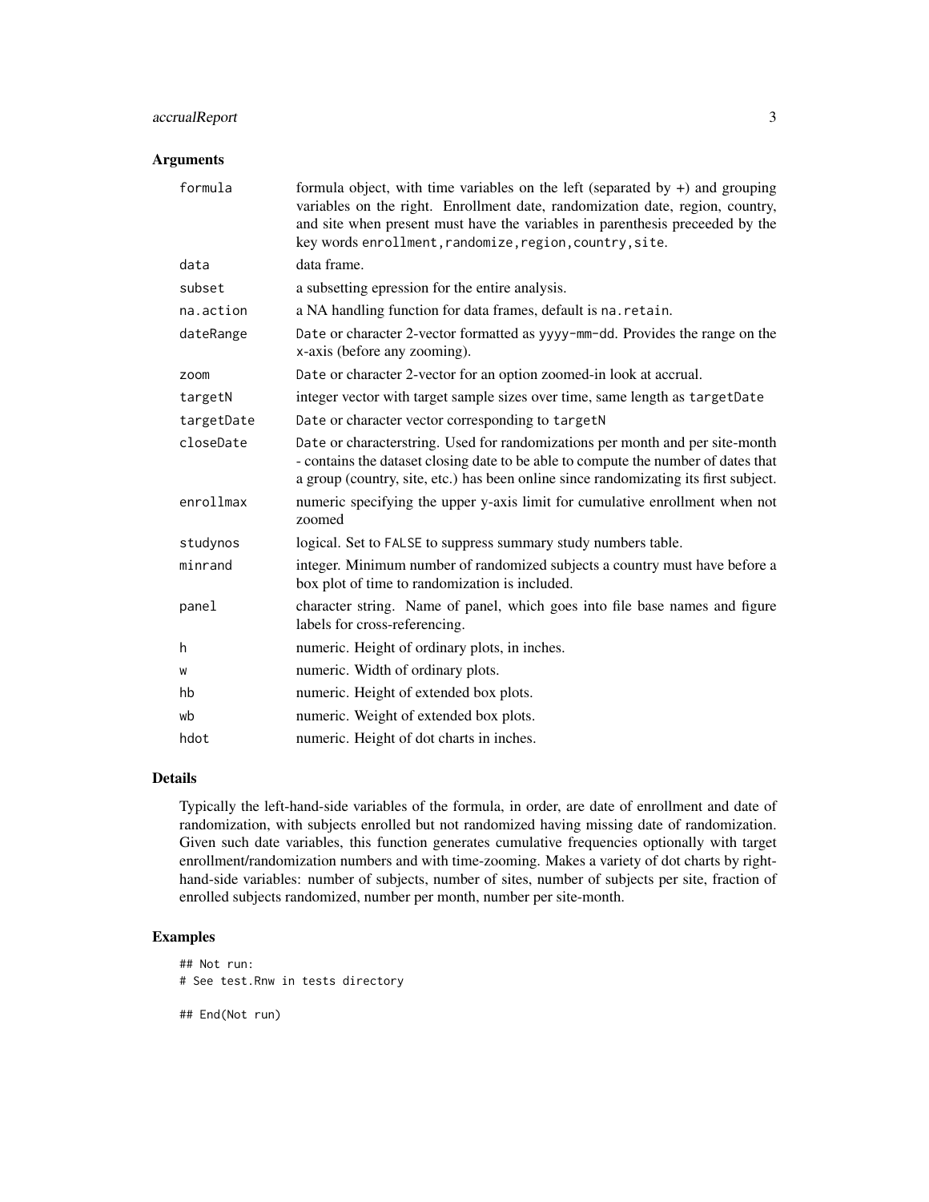## Arguments

| | |
|---|---|
| `formula` | formula object, with time variables on the left (separated by +) and grouping variables on the right. Enrollment date, randomization date, region, country, and site when present must have the variables in parenthesis preceeded by the key words `enrollment,randomize,region,country,site`. |
| `data` | data frame. |
| `subset` | a subsetting epression for the entire analysis. |
| `na.action` | a NA handling function for data frames, default is `na.retain`. |
| `dateRange` | `Date` or character 2-vector formatted as `yyyy-mm-dd`. Provides the range on the x-axis (before any zooming). |
| `zoom` | `Date` or character 2-vector for an option zoomed-in look at accrual. |
| `targetN` | integer vector with target sample sizes over time, same length as `targetDate` |
| `targetDate` | `Date` or character vector corresponding to `targetN` |
| `closeDate` | `Date` or characterstring. Used for randomizations per month and per site-month - contains the dataset closing date to be able to compute the number of dates that a group (country, site, etc.) has been online since randomizating its first subject. |
| `enrollmax` | numeric specifying the upper y-axis limit for cumulative enrollment when not zoomed |
| `studynos` | logical. Set to `FALSE` to suppress summary study numbers table. |
| `minrand` | integer. Minimum number of randomized subjects a country must have before a box plot of time to randomization is included. |
| `panel` | character string. Name of panel, which goes into file base names and figure labels for cross-referencing. |
| `h` | numeric. Height of ordinary plots, in inches. |
| `w` | numeric. Width of ordinary plots. |
| `hb` | numeric. Height of extended box plots. |
| `wb` | numeric. Weight of extended box plots. |
| `hdot` | numeric. Height of dot charts in inches. |

## Details

Typically the left-hand-side variables of the formula, in order, are date of enrollment and date of randomization, with subjects enrolled but not randomized having missing date of randomization. Given such date variables, this function generates cumulative frequencies optionally with target enrollment/randomization numbers and with time-zooming. Makes a variety of dot charts by right-hand-side variables: number of subjects, number of sites, number of subjects per site, fraction of enrolled subjects randomized, number per month, number per site-month.

## Examples

```
## Not run:
# See test.Rnw in tests directory

## End(Not run)
```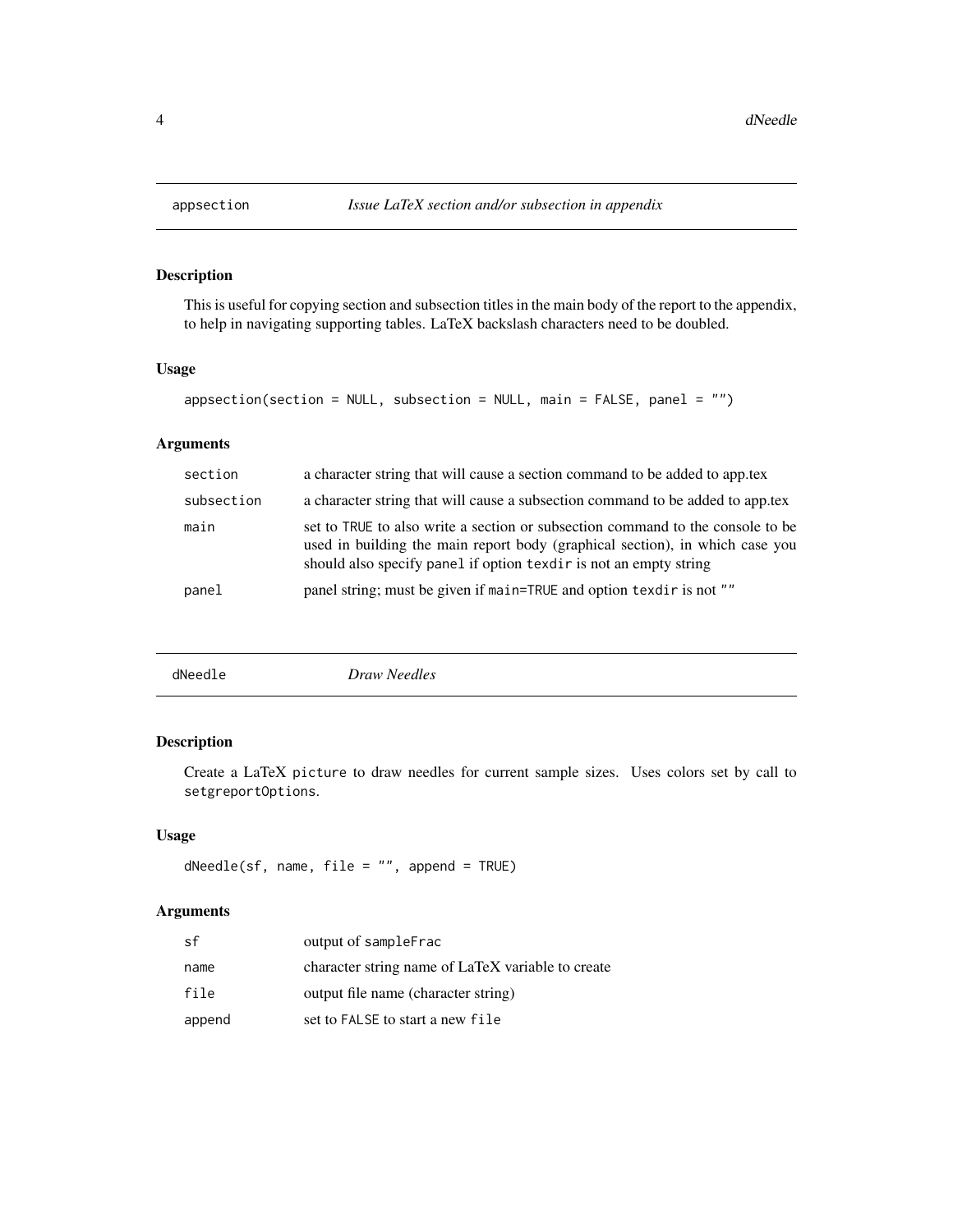## appsection — *Issue LaTeX section and/or subsection in appendix*

### Description

This is useful for copying section and subsection titles in the main body of the report to the appendix, to help in navigating supporting tables. LaTeX backslash characters need to be doubled.

### Usage

```
appsection(section = NULL, subsection = NULL, main = FALSE, panel = "")
```

### Arguments

| | |
|---|---|
| `section` | a character string that will cause a section command to be added to app.tex |
| `subsection` | a character string that will cause a subsection command to be added to app.tex |
| `main` | set to `TRUE` to also write a section or subsection command to the console to be used in building the main report body (graphical section), in which case you should also specify `panel` if option `texdir` is not an empty string |
| `panel` | panel string; must be given if `main=TRUE` and option `texdir` is not `""` |

## dNeedle — *Draw Needles*

### Description

Create a LaTeX `picture` to draw needles for current sample sizes. Uses colors set by call to `setgreportOptions`.

### Usage

```
dNeedle(sf, name, file = "", append = TRUE)
```

### Arguments

| | |
|---|---|
| `sf` | output of `sampleFrac` |
| `name` | character string name of LaTeX variable to create |
| `file` | output file name (character string) |
| `append` | set to `FALSE` to start a new `file` |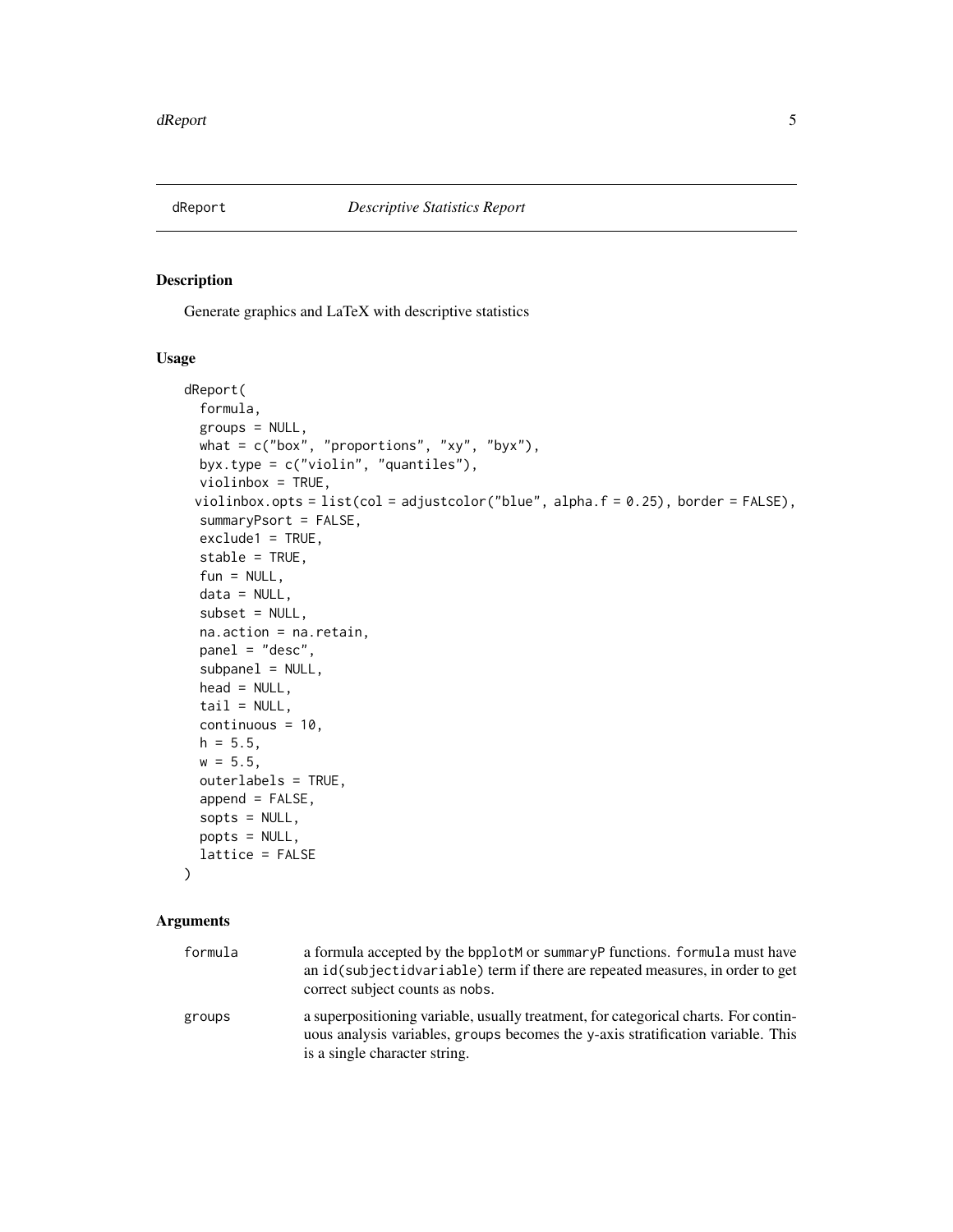## dReport — *Descriptive Statistics Report*

### Description

Generate graphics and LaTeX with descriptive statistics

### Usage

```
dReport(
  formula,
  groups = NULL,
  what = c("box", "proportions", "xy", "byx"),
  byx.type = c("violin", "quantiles"),
  violinbox = TRUE,
 violinbox.opts = list(col = adjustcolor("blue", alpha.f = 0.25), border = FALSE),
  summaryPsort = FALSE,
  exclude1 = TRUE,
  stable = TRUE,
  fun = NULL,
  data = NULL,
  subset = NULL,
  na.action = na.retain,
  panel = "desc",
  subpanel = NULL,
  head = NULL,
  tail = NULL,
  continuous = 10,
  h = 5.5,
  w = 5.5,
  outerlabels = TRUE,
  append = FALSE,
  sopts = NULL,
  popts = NULL,
  lattice = FALSE
)
```

### Arguments

| Argument | Description |
|---|---|
| `formula` | a formula accepted by the `bpplotM` or `summaryP` functions. `formula` must have an `id(subjectidvariable)` term if there are repeated measures, in order to get correct subject counts as `nobs`. |
| `groups` | a superpositioning variable, usually treatment, for categorical charts. For continuous analysis variables, `groups` becomes the y-axis stratification variable. This is a single character string. |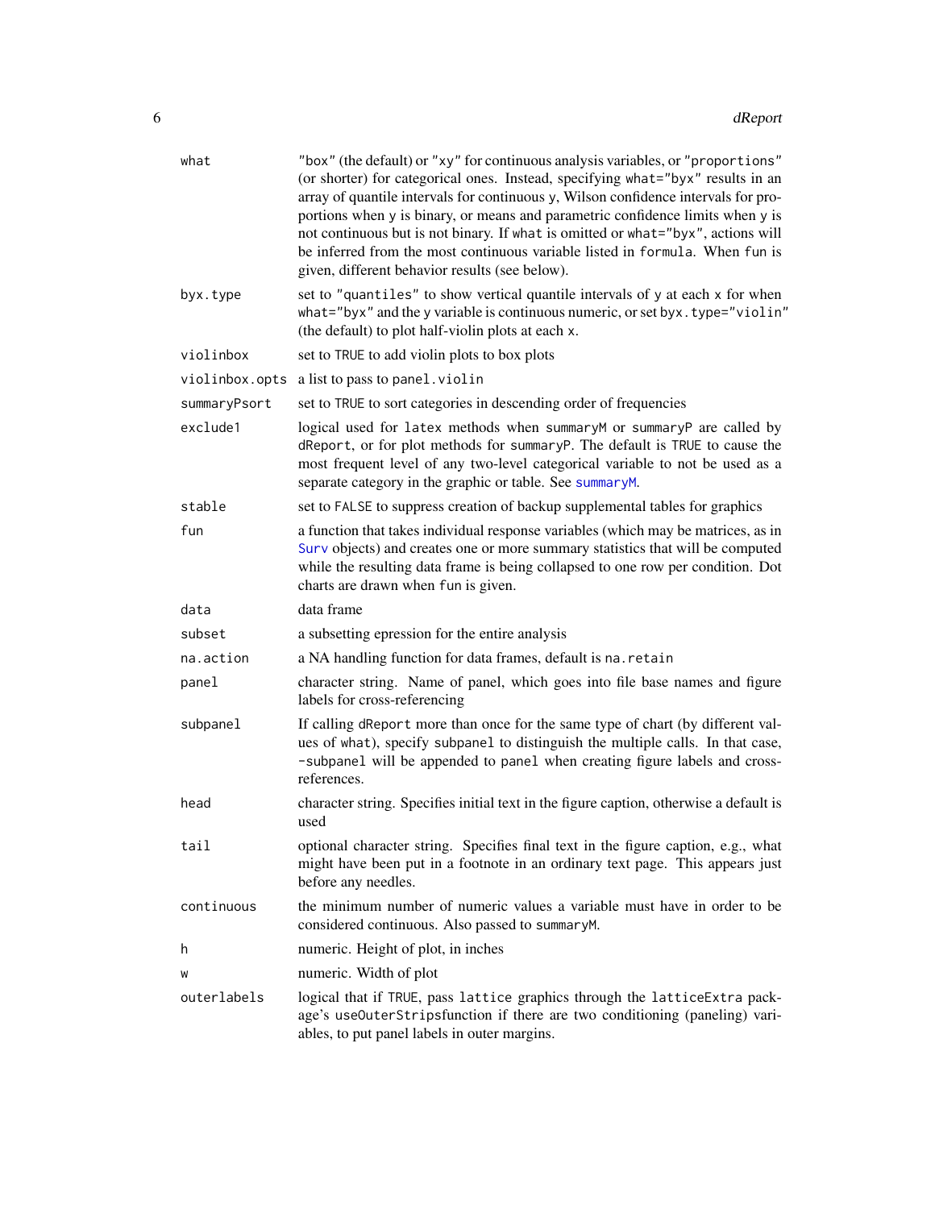| | |
|---|---|
| `what` | `"box"` (the default) or `"xy"` for continuous analysis variables, or `"proportions"` (or shorter) for categorical ones. Instead, specifying `what="byx"` results in an array of quantile intervals for continuous `y`, Wilson confidence intervals for proportions when `y` is binary, or means and parametric confidence limits when `y` is not continuous but is not binary. If `what` is omitted or `what="byx"`, actions will be inferred from the most continuous variable listed in `formula`. When `fun` is given, different behavior results (see below). |
| `byx.type` | set to `"quantiles"` to show vertical quantile intervals of `y` at each `x` for when `what="byx"` and the `y` variable is continuous numeric, or set `byx.type="violin"` (the default) to plot half-violin plots at each `x`. |
| `violinbox` | set to `TRUE` to add violin plots to box plots |
| `violinbox.opts` | a list to pass to `panel.violin` |
| `summaryPsort` | set to `TRUE` to sort categories in descending order of frequencies |
| `exclude1` | logical used for `latex` methods when `summaryM` or `summaryP` are called by `dReport`, or for plot methods for `summaryP`. The default is `TRUE` to cause the most frequent level of any two-level categorical variable to not be used as a separate category in the graphic or table. See `summaryM`. |
| `stable` | set to `FALSE` to suppress creation of backup supplemental tables for graphics |
| `fun` | a function that takes individual response variables (which may be matrices, as in `Surv` objects) and creates one or more summary statistics that will be computed while the resulting data frame is being collapsed to one row per condition. Dot charts are drawn when `fun` is given. |
| `data` | data frame |
| `subset` | a subsetting epression for the entire analysis |
| `na.action` | a NA handling function for data frames, default is `na.retain` |
| `panel` | character string. Name of panel, which goes into file base names and figure labels for cross-referencing |
| `subpanel` | If calling `dReport` more than once for the same type of chart (by different values of `what`), specify `subpanel` to distinguish the multiple calls. In that case, `-subpanel` will be appended to `panel` when creating figure labels and cross-references. |
| `head` | character string. Specifies initial text in the figure caption, otherwise a default is used |
| `tail` | optional character string. Specifies final text in the figure caption, e.g., what might have been put in a footnote in an ordinary text page. This appears just before any needles. |
| `continuous` | the minimum number of numeric values a variable must have in order to be considered continuous. Also passed to `summaryM`. |
| `h` | numeric. Height of plot, in inches |
| `w` | numeric. Width of plot |
| `outerlabels` | logical that if `TRUE`, pass `lattice` graphics through the `latticeExtra` package's `useOuterStrips`function if there are two conditioning (paneling) variables, to put panel labels in outer margins. |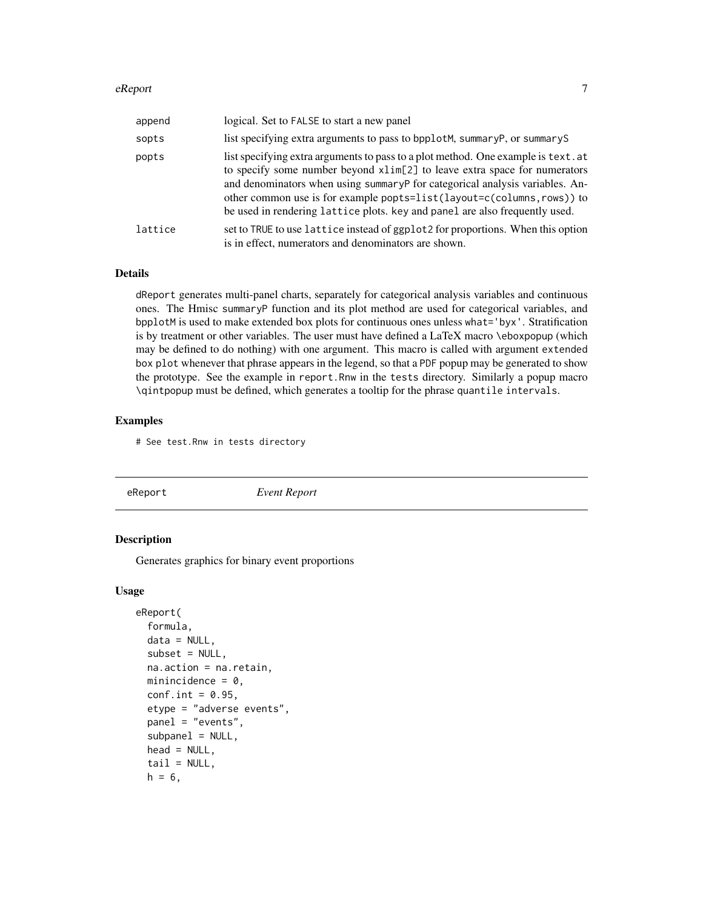| | |
|---|---|
| append | logical. Set to FALSE to start a new panel |
| sopts | list specifying extra arguments to pass to bpplotM, summaryP, or summaryS |
| popts | list specifying extra arguments to pass to a plot method. One example is text.at to specify some number beyond xlim[2] to leave extra space for numerators and denominators when using summaryP for categorical analysis variables. Another common use is for example popts=list(layout=c(columns,rows)) to be used in rendering lattice plots. key and panel are also frequently used. |
| lattice | set to TRUE to use lattice instead of ggplot2 for proportions. When this option is in effect, numerators and denominators are shown. |

### Details

dReport generates multi-panel charts, separately for categorical analysis variables and continuous ones. The Hmisc summaryP function and its plot method are used for categorical variables, and bpplotM is used to make extended box plots for continuous ones unless what='byx'. Stratification is by treatment or other variables. The user must have defined a LaTeX macro \eboxpopup (which may be defined to do nothing) with one argument. This macro is called with argument extended box plot whenever that phrase appears in the legend, so that a PDF popup may be generated to show the prototype. See the example in report.Rnw in the tests directory. Similarly a popup macro \qintpopup must be defined, which generates a tooltip for the phrase quantile intervals.

### Examples

```
# See test.Rnw in tests directory
```

---

## eReport *Event Report*

---

### Description

Generates graphics for binary event proportions

### Usage

```
eReport(
  formula,
  data = NULL,
  subset = NULL,
  na.action = na.retain,
  minincidence = 0,
  conf.int = 0.95,
  etype = "adverse events",
  panel = "events",
  subpanel = NULL,
  head = NULL,
  tail = NULL,
  h = 6,
```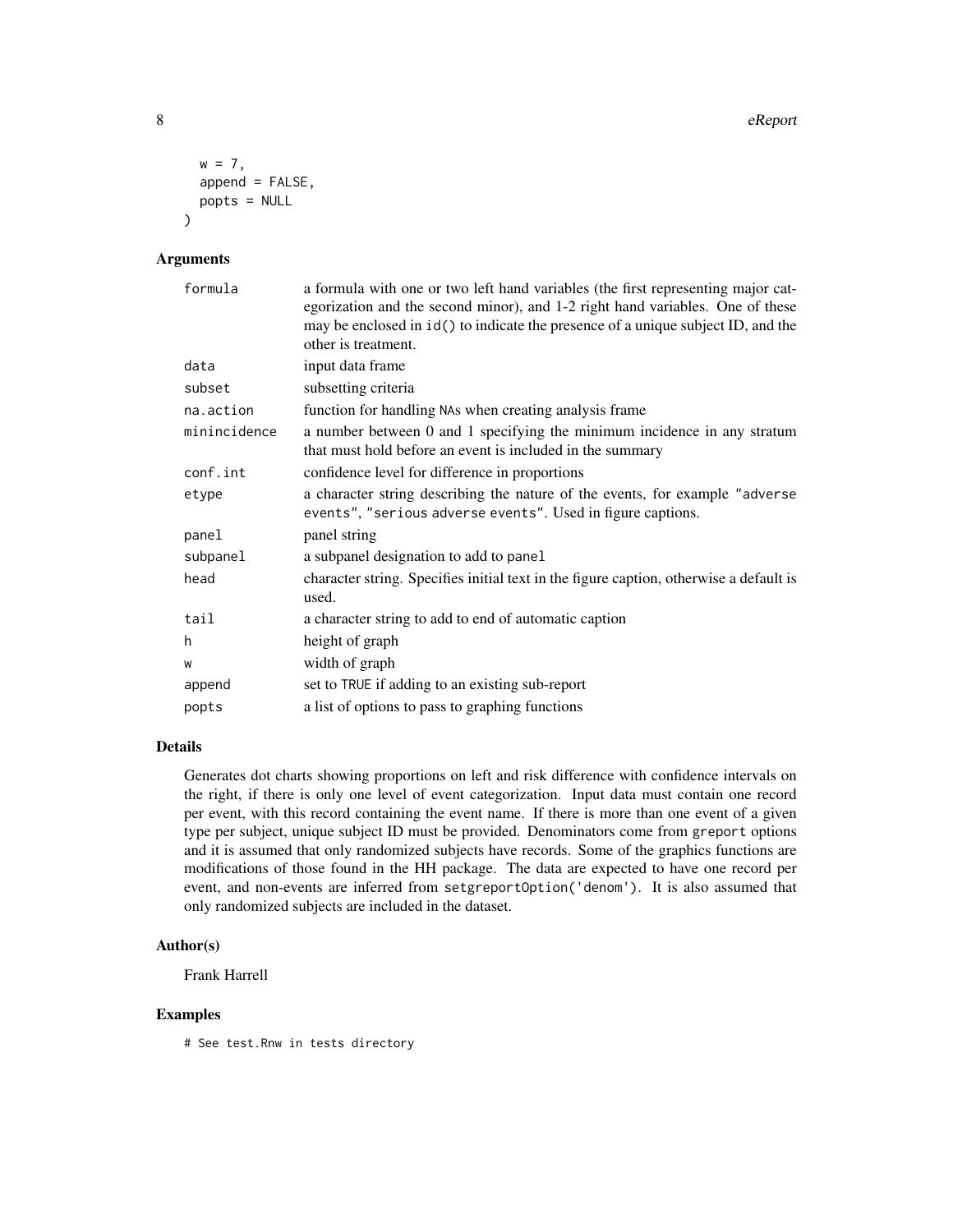```
  w = 7,
  append = FALSE,
  popts = NULL
)
```

## Arguments

| | |
|---|---|
| formula | a formula with one or two left hand variables (the first representing major categorization and the second minor), and 1-2 right hand variables. One of these may be enclosed in `id()` to indicate the presence of a unique subject ID, and the other is treatment. |
| data | input data frame |
| subset | subsetting criteria |
| na.action | function for handling NAs when creating analysis frame |
| minincidence | a number between 0 and 1 specifying the minimum incidence in any stratum that must hold before an event is included in the summary |
| conf.int | confidence level for difference in proportions |
| etype | a character string describing the nature of the events, for example `"adverse events"`, `"serious adverse events"`. Used in figure captions. |
| panel | panel string |
| subpanel | a subpanel designation to add to `panel` |
| head | character string. Specifies initial text in the figure caption, otherwise a default is used. |
| tail | a character string to add to end of automatic caption |
| h | height of graph |
| w | width of graph |
| append | set to `TRUE` if adding to an existing sub-report |
| popts | a list of options to pass to graphing functions |

## Details

Generates dot charts showing proportions on left and risk difference with confidence intervals on the right, if there is only one level of event categorization. Input data must contain one record per event, with this record containing the event name. If there is more than one event of a given type per subject, unique subject ID must be provided. Denominators come from `greport` options and it is assumed that only randomized subjects have records. Some of the graphics functions are modifications of those found in the HH package. The data are expected to have one record per event, and non-events are inferred from `setgreportOption('denom')`. It is also assumed that only randomized subjects are included in the dataset.

## Author(s)

Frank Harrell

## Examples

```
# See test.Rnw in tests directory
```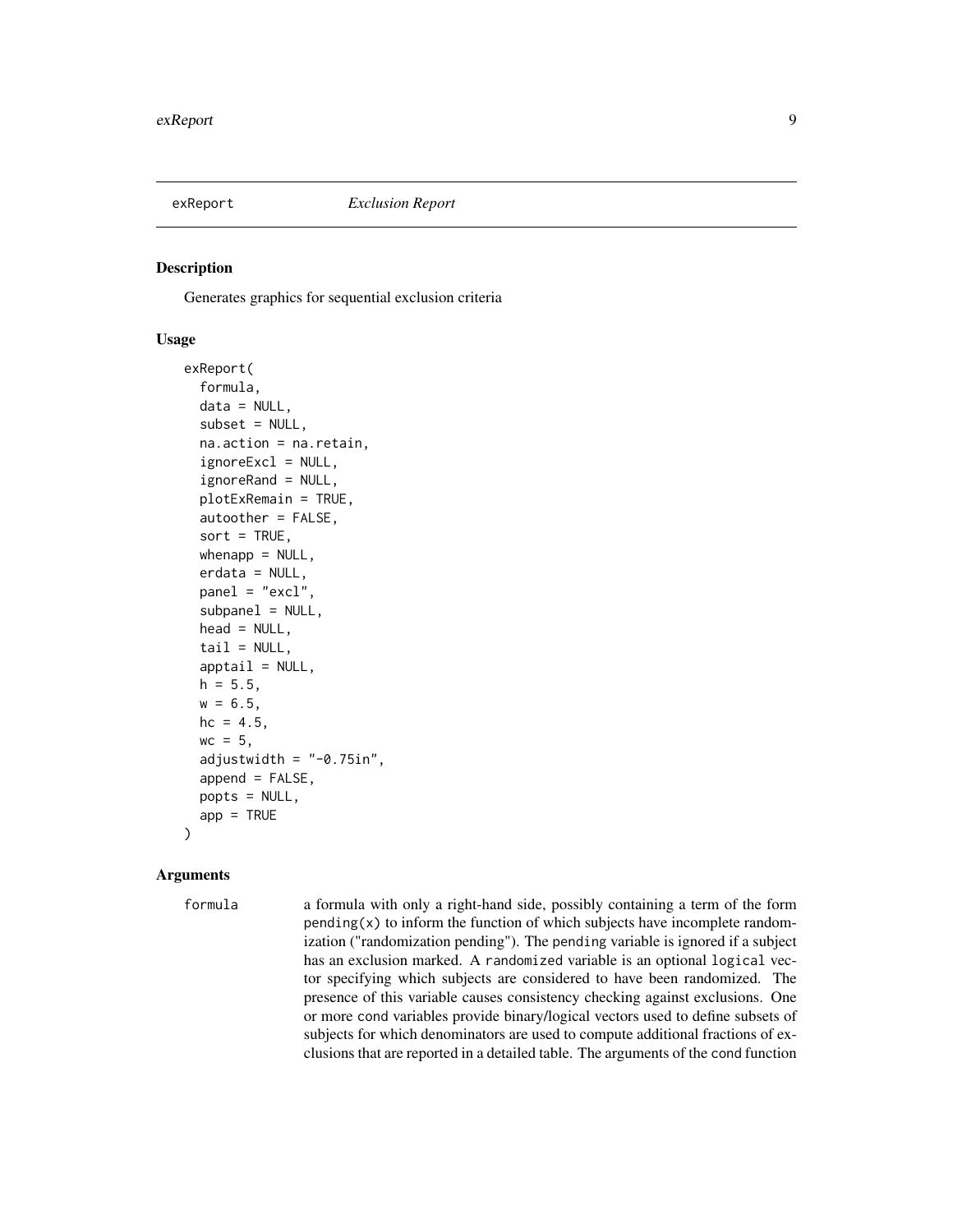## exReport *Exclusion Report*

### Description

Generates graphics for sequential exclusion criteria

### Usage

```
exReport(
  formula,
  data = NULL,
  subset = NULL,
  na.action = na.retain,
  ignoreExcl = NULL,
  ignoreRand = NULL,
  plotExRemain = TRUE,
  autoother = FALSE,
  sort = TRUE,
  whenapp = NULL,
  erdata = NULL,
  panel = "excl",
  subpanel = NULL,
  head = NULL,
  tail = NULL,
  apptail = NULL,
  h = 5.5,
  w = 6.5,
  hc = 4.5,
  wc = 5,
  adjustwidth = "-0.75in",
  append = FALSE,
  popts = NULL,
  app = TRUE
)
```

### Arguments

`formula` a formula with only a right-hand side, possibly containing a term of the form `pending(x)` to inform the function of which subjects have incomplete randomization ("randomization pending"). The `pending` variable is ignored if a subject has an exclusion marked. A `randomized` variable is an optional `logical` vector specifying which subjects are considered to have been randomized. The presence of this variable causes consistency checking against exclusions. One or more `cond` variables provide binary/logical vectors used to define subsets of subjects for which denominators are used to compute additional fractions of exclusions that are reported in a detailed table. The arguments of the `cond` function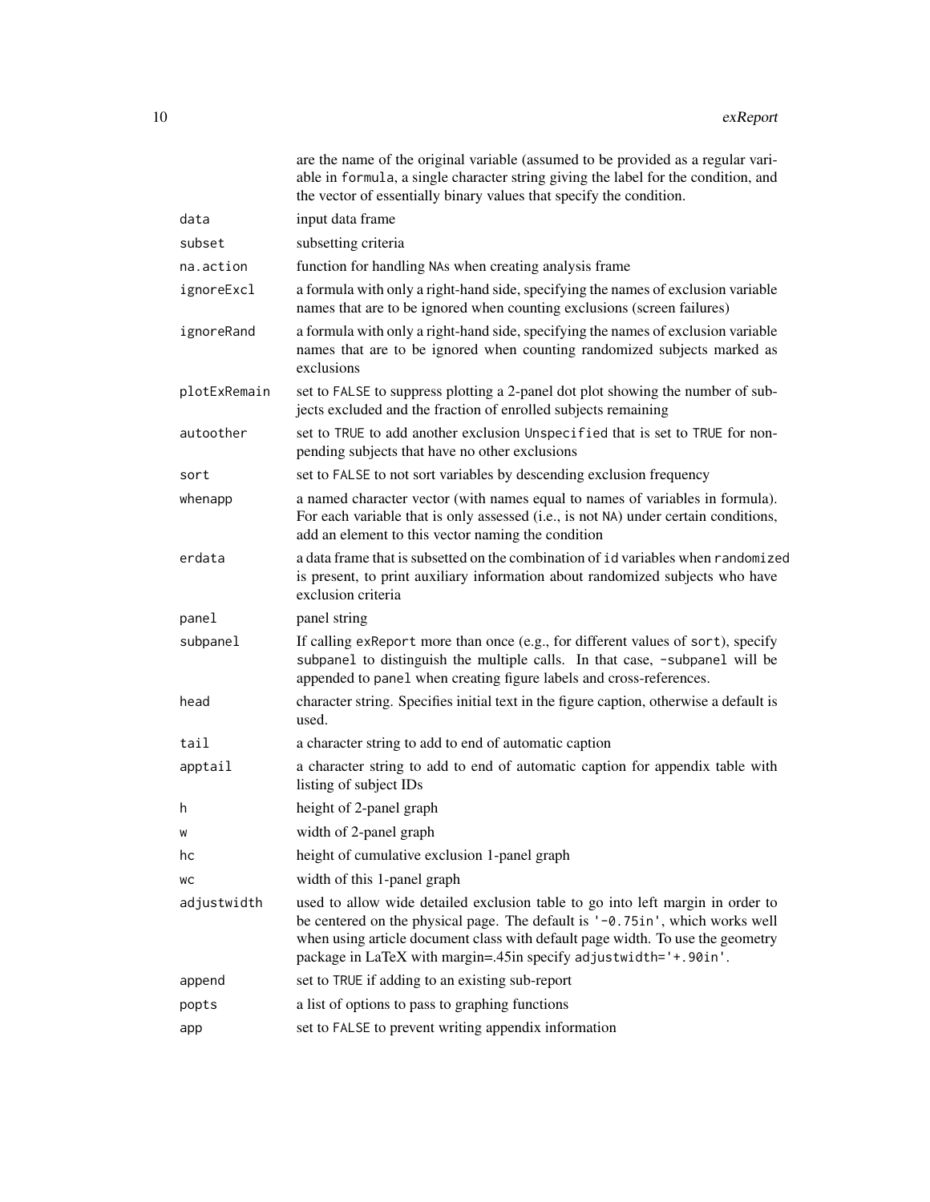are the name of the original variable (assumed to be provided as a regular variable in `formula`, a single character string giving the label for the condition, and the vector of essentially binary values that specify the condition.

| | |
|---|---|
| `data` | input data frame |
| `subset` | subsetting criteria |
| `na.action` | function for handling `NA`s when creating analysis frame |
| `ignoreExcl` | a formula with only a right-hand side, specifying the names of exclusion variable names that are to be ignored when counting exclusions (screen failures) |
| `ignoreRand` | a formula with only a right-hand side, specifying the names of exclusion variable names that are to be ignored when counting randomized subjects marked as exclusions |
| `plotExRemain` | set to `FALSE` to suppress plotting a 2-panel dot plot showing the number of subjects excluded and the fraction of enrolled subjects remaining |
| `autoother` | set to `TRUE` to add another exclusion `Unspecified` that is set to `TRUE` for non-pending subjects that have no other exclusions |
| `sort` | set to `FALSE` to not sort variables by descending exclusion frequency |
| `whenapp` | a named character vector (with names equal to names of variables in formula). For each variable that is only assessed (i.e., is not `NA`) under certain conditions, add an element to this vector naming the condition |
| `erdata` | a data frame that is subsetted on the combination of `id` variables when `randomized` is present, to print auxiliary information about randomized subjects who have exclusion criteria |
| `panel` | panel string |
| `subpanel` | If calling `exReport` more than once (e.g., for different values of `sort`), specify `subpanel` to distinguish the multiple calls. In that case, `-subpanel` will be appended to `panel` when creating figure labels and cross-references. |
| `head` | character string. Specifies initial text in the figure caption, otherwise a default is used. |
| `tail` | a character string to add to end of automatic caption |
| `apptail` | a character string to add to end of automatic caption for appendix table with listing of subject IDs |
| `h` | height of 2-panel graph |
| `w` | width of 2-panel graph |
| `hc` | height of cumulative exclusion 1-panel graph |
| `wc` | width of this 1-panel graph |
| `adjustwidth` | used to allow wide detailed exclusion table to go into left margin in order to be centered on the physical page. The default is `'-0.75in'`, which works well when using article document class with default page width. To use the geometry package in LaTeX with margin=.45in specify `adjustwidth='+.90in'`. |
| `append` | set to `TRUE` if adding to an existing sub-report |
| `popts` | a list of options to pass to graphing functions |
| `app` | set to `FALSE` to prevent writing appendix information |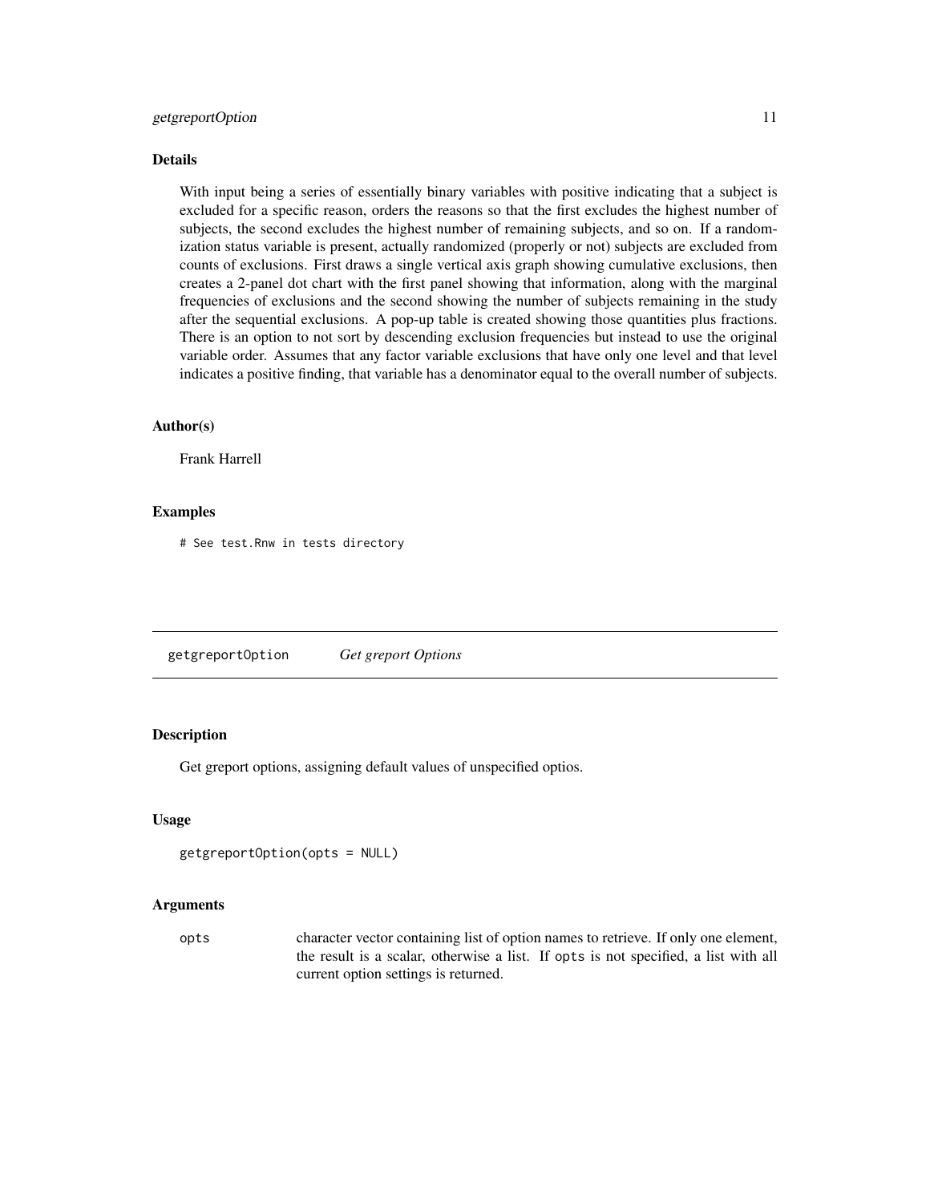### Details

With input being a series of essentially binary variables with positive indicating that a subject is excluded for a specific reason, orders the reasons so that the first excludes the highest number of subjects, the second excludes the highest number of remaining subjects, and so on. If a randomization status variable is present, actually randomized (properly or not) subjects are excluded from counts of exclusions. First draws a single vertical axis graph showing cumulative exclusions, then creates a 2-panel dot chart with the first panel showing that information, along with the marginal frequencies of exclusions and the second showing the number of subjects remaining in the study after the sequential exclusions. A pop-up table is created showing those quantities plus fractions. There is an option to not sort by descending exclusion frequencies but instead to use the original variable order. Assumes that any factor variable exclusions that have only one level and that level indicates a positive finding, that variable has a denominator equal to the overall number of subjects.

### Author(s)

Frank Harrell

### Examples

```
# See test.Rnw in tests directory
```

---

## getgreportOption *Get greport Options*

---

### Description

Get greport options, assigning default values of unspecified optios.

### Usage

```
getgreportOption(opts = NULL)
```

### Arguments

| | |
|---|---|
| `opts` | character vector containing list of option names to retrieve. If only one element, the result is a scalar, otherwise a list. If `opts` is not specified, a list with all current option settings is returned. |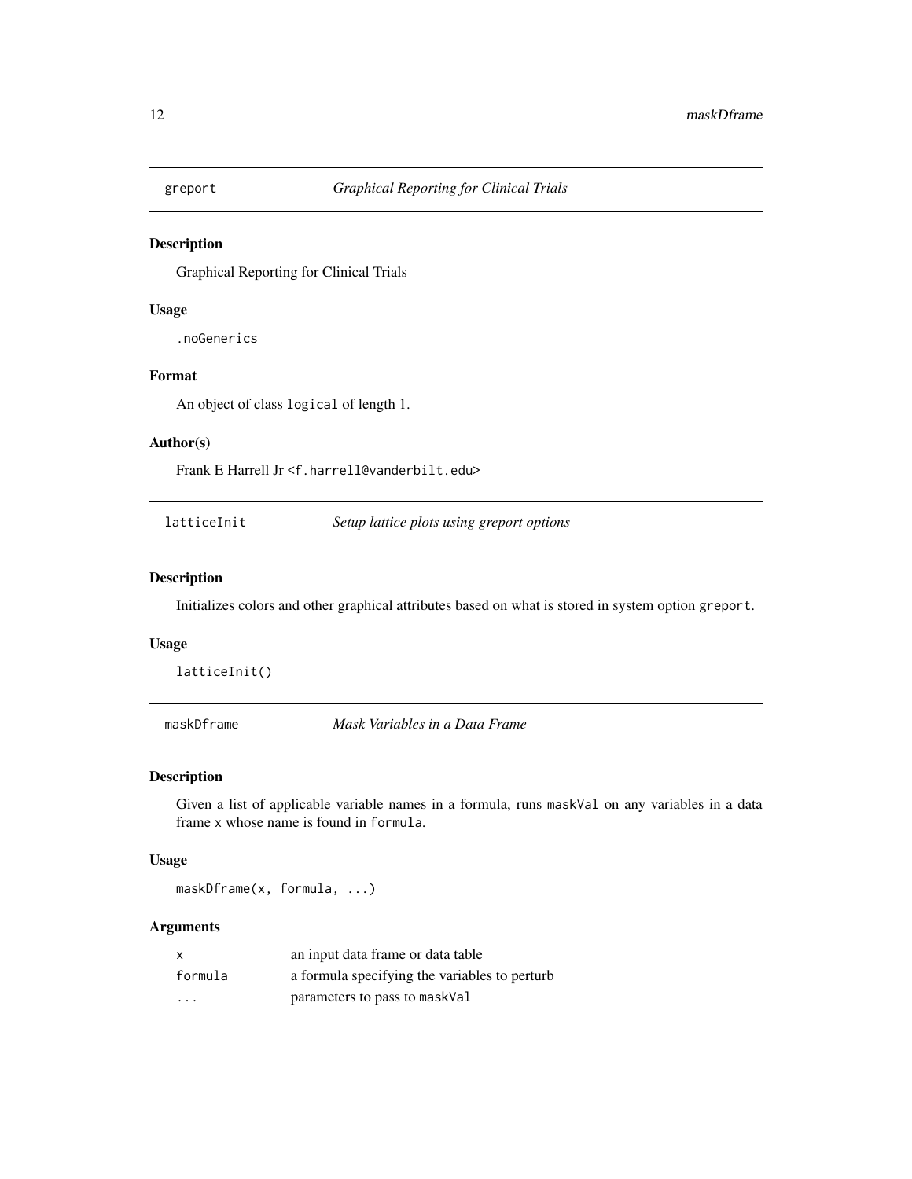## greport *Graphical Reporting for Clinical Trials*

### Description

Graphical Reporting for Clinical Trials

### Usage

```
.noGenerics
```

### Format

An object of class `logical` of length 1.

### Author(s)

Frank E Harrell Jr <f.harrell@vanderbilt.edu>

## latticeInit *Setup lattice plots using greport options*

### Description

Initializes colors and other graphical attributes based on what is stored in system option `greport`.

### Usage

```
latticeInit()
```

## maskDframe *Mask Variables in a Data Frame*

### Description

Given a list of applicable variable names in a formula, runs `maskVal` on any variables in a data frame `x` whose name is found in `formula`.

### Usage

```
maskDframe(x, formula, ...)
```

### Arguments

| | |
|---|---|
| x | an input data frame or data table |
| formula | a formula specifying the variables to perturb |
| ... | parameters to pass to maskVal |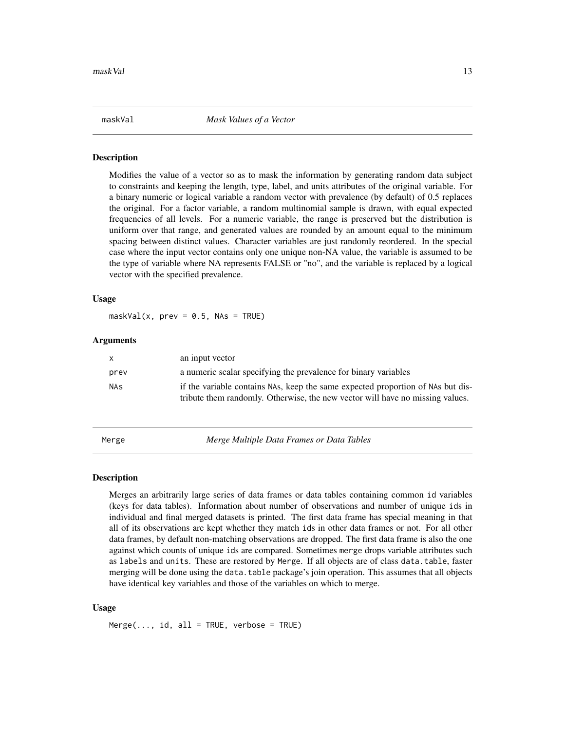## maskVal *Mask Values of a Vector*

### Description

Modifies the value of a vector so as to mask the information by generating random data subject to constraints and keeping the length, type, label, and units attributes of the original variable. For a binary numeric or logical variable a random vector with prevalence (by default) of 0.5 replaces the original. For a factor variable, a random multinomial sample is drawn, with equal expected frequencies of all levels. For a numeric variable, the range is preserved but the distribution is uniform over that range, and generated values are rounded by an amount equal to the minimum spacing between distinct values. Character variables are just randomly reordered. In the special case where the input vector contains only one unique non-NA value, the variable is assumed to be the type of variable where NA represents FALSE or "no", and the variable is replaced by a logical vector with the specified prevalence.

### Usage

```
maskVal(x, prev = 0.5, NAs = TRUE)
```

### Arguments

| | |
|---|---|
| `x` | an input vector |
| `prev` | a numeric scalar specifying the prevalence for binary variables |
| `NAs` | if the variable contains `NA`s, keep the same expected proportion of `NA`s but distribute them randomly. Otherwise, the new vector will have no missing values. |

## Merge *Merge Multiple Data Frames or Data Tables*

### Description

Merges an arbitrarily large series of data frames or data tables containing common `id` variables (keys for data tables). Information about number of observations and number of unique `id`s in individual and final merged datasets is printed. The first data frame has special meaning in that all of its observations are kept whether they match `id`s in other data frames or not. For all other data frames, by default non-matching observations are dropped. The first data frame is also the one against which counts of unique `id`s are compared. Sometimes `merge` drops variable attributes such as `labels` and `units`. These are restored by `Merge`. If all objects are of class `data.table`, faster merging will be done using the `data.table` package's join operation. This assumes that all objects have identical key variables and those of the variables on which to merge.

### Usage

```
Merge(..., id, all = TRUE, verbose = TRUE)
```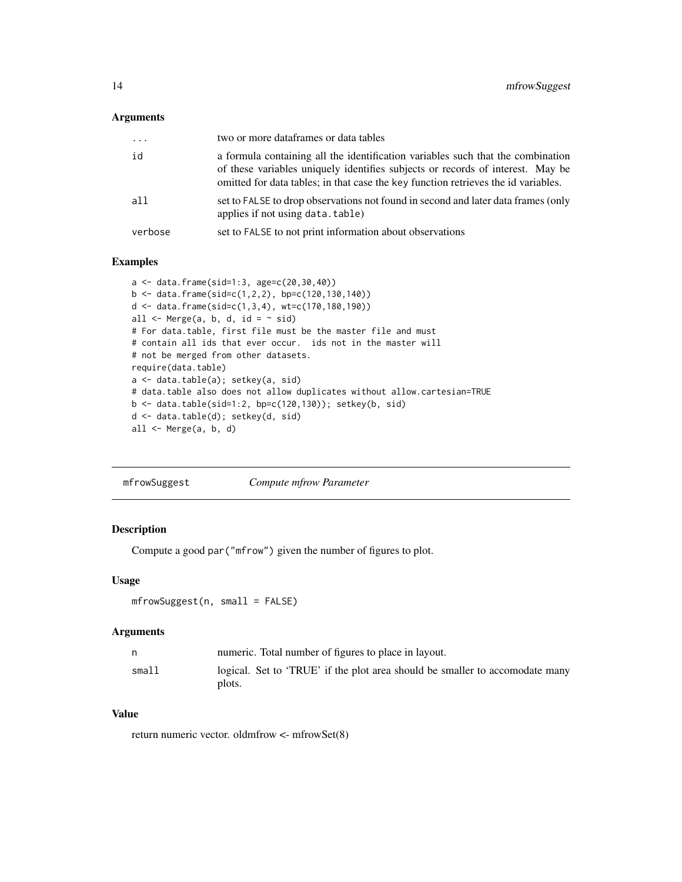### Arguments

| | |
|---|---|
| ... | two or more dataframes or data tables |
| id | a formula containing all the identification variables such that the combination of these variables uniquely identifies subjects or records of interest. May be omitted for data tables; in that case the key function retrieves the id variables. |
| all | set to FALSE to drop observations not found in second and later data frames (only applies if not using data.table) |
| verbose | set to FALSE to not print information about observations |

### Examples

```
a <- data.frame(sid=1:3, age=c(20,30,40))
b <- data.frame(sid=c(1,2,2), bp=c(120,130,140))
d <- data.frame(sid=c(1,3,4), wt=c(170,180,190))
all <- Merge(a, b, d, id = ~ sid)
# For data.table, first file must be the master file and must
# contain all ids that ever occur.  ids not in the master will
# not be merged from other datasets.
require(data.table)
a <- data.table(a); setkey(a, sid)
# data.table also does not allow duplicates without allow.cartesian=TRUE
b <- data.table(sid=1:2, bp=c(120,130)); setkey(b, sid)
d <- data.table(d); setkey(d, sid)
all <- Merge(a, b, d)
```

---

## mfrowSuggest — *Compute mfrow Parameter*

### Description

Compute a good par("mfrow") given the number of figures to plot.

### Usage

```
mfrowSuggest(n, small = FALSE)
```

### Arguments

| | |
|---|---|
| n | numeric. Total number of figures to place in layout. |
| small | logical. Set to 'TRUE' if the plot area should be smaller to accomodate many plots. |

### Value

return numeric vector. oldmfrow <- mfrowSet(8)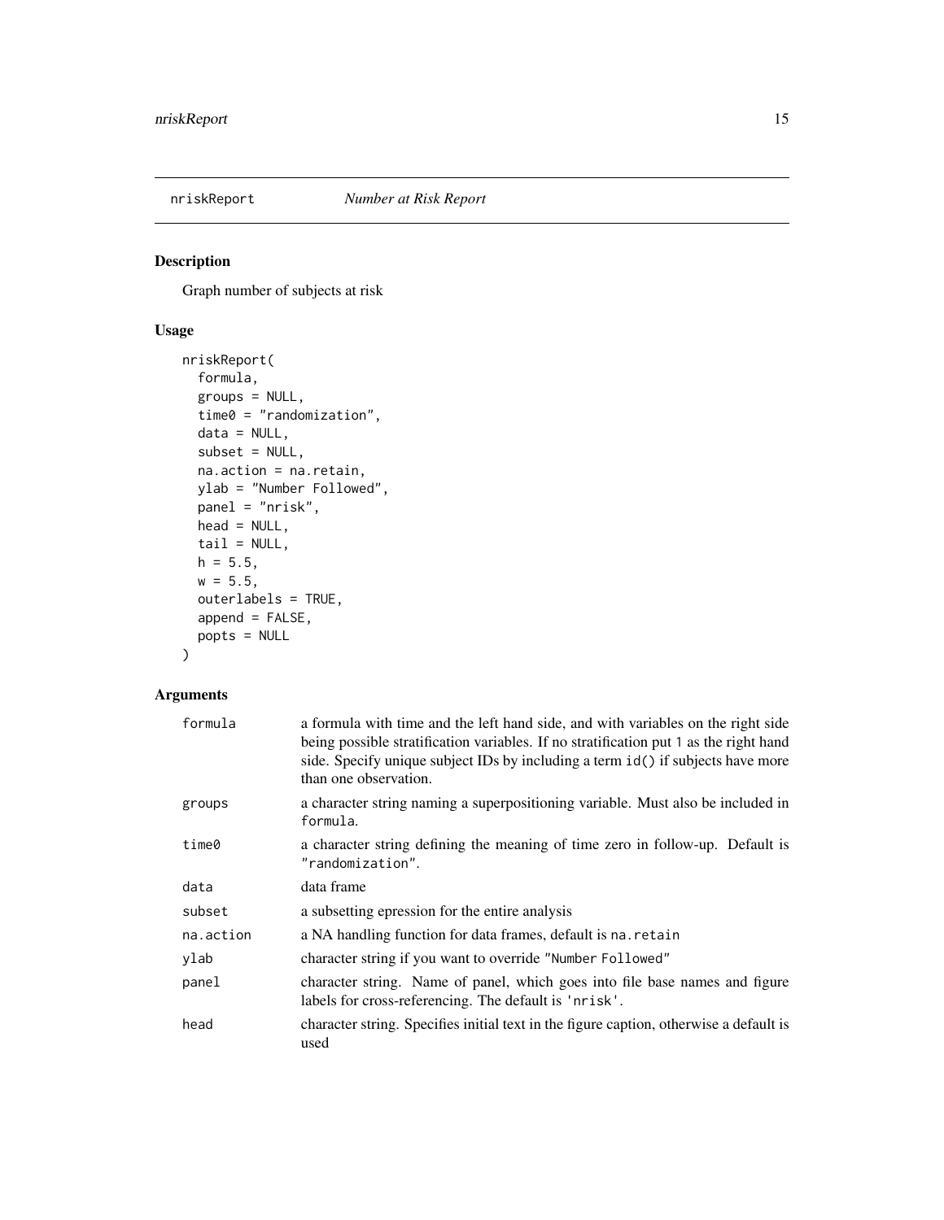## nriskReport *Number at Risk Report*

### Description

Graph number of subjects at risk

### Usage

```
nriskReport(
  formula,
  groups = NULL,
  time0 = "randomization",
  data = NULL,
  subset = NULL,
  na.action = na.retain,
  ylab = "Number Followed",
  panel = "nrisk",
  head = NULL,
  tail = NULL,
  h = 5.5,
  w = 5.5,
  outerlabels = TRUE,
  append = FALSE,
  popts = NULL
)
```

### Arguments

| | |
|---|---|
| `formula` | a formula with time and the left hand side, and with variables on the right side being possible stratification variables. If no stratification put `1` as the right hand side. Specify unique subject IDs by including a term `id()` if subjects have more than one observation. |
| `groups` | a character string naming a superpositioning variable. Must also be included in `formula`. |
| `time0` | a character string defining the meaning of time zero in follow-up. Default is `"randomization"`. |
| `data` | data frame |
| `subset` | a subsetting epression for the entire analysis |
| `na.action` | a NA handling function for data frames, default is `na.retain` |
| `ylab` | character string if you want to override `"Number Followed"` |
| `panel` | character string. Name of panel, which goes into file base names and figure labels for cross-referencing. The default is `'nrisk'`. |
| `head` | character string. Specifies initial text in the figure caption, otherwise a default is used |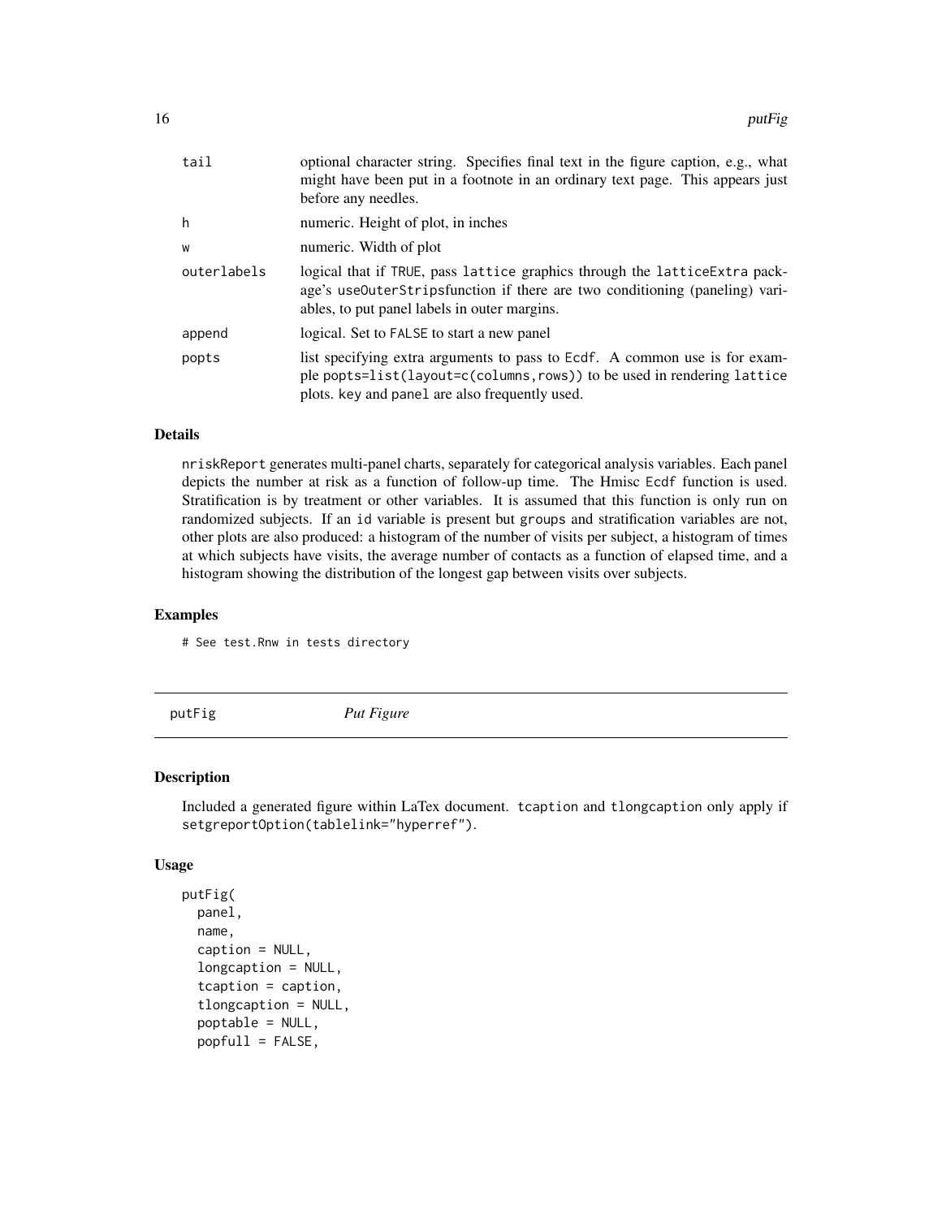| | |
|---|---|
| tail | optional character string. Specifies final text in the figure caption, e.g., what might have been put in a footnote in an ordinary text page. This appears just before any needles. |
| h | numeric. Height of plot, in inches |
| w | numeric. Width of plot |
| outerlabels | logical that if TRUE, pass lattice graphics through the latticeExtra package's useOuterStripsfunction if there are two conditioning (paneling) variables, to put panel labels in outer margins. |
| append | logical. Set to FALSE to start a new panel |
| popts | list specifying extra arguments to pass to Ecdf. A common use is for example popts=list(layout=c(columns,rows)) to be used in rendering lattice plots. key and panel are also frequently used. |

### Details

nriskReport generates multi-panel charts, separately for categorical analysis variables. Each panel depicts the number at risk as a function of follow-up time. The Hmisc Ecdf function is used. Stratification is by treatment or other variables. It is assumed that this function is only run on randomized subjects. If an id variable is present but groups and stratification variables are not, other plots are also produced: a histogram of the number of visits per subject, a histogram of times at which subjects have visits, the average number of contacts as a function of elapsed time, and a histogram showing the distribution of the longest gap between visits over subjects.

### Examples

```
# See test.Rnw in tests directory
```

## putFig *Put Figure*

### Description

Included a generated figure within LaTex document. tcaption and tlongcaption only apply if setgreportOption(tablelink="hyperref").

### Usage

```
putFig(
  panel,
  name,
  caption = NULL,
  longcaption = NULL,
  tcaption = caption,
  tlongcaption = NULL,
  poptable = NULL,
  popfull = FALSE,
```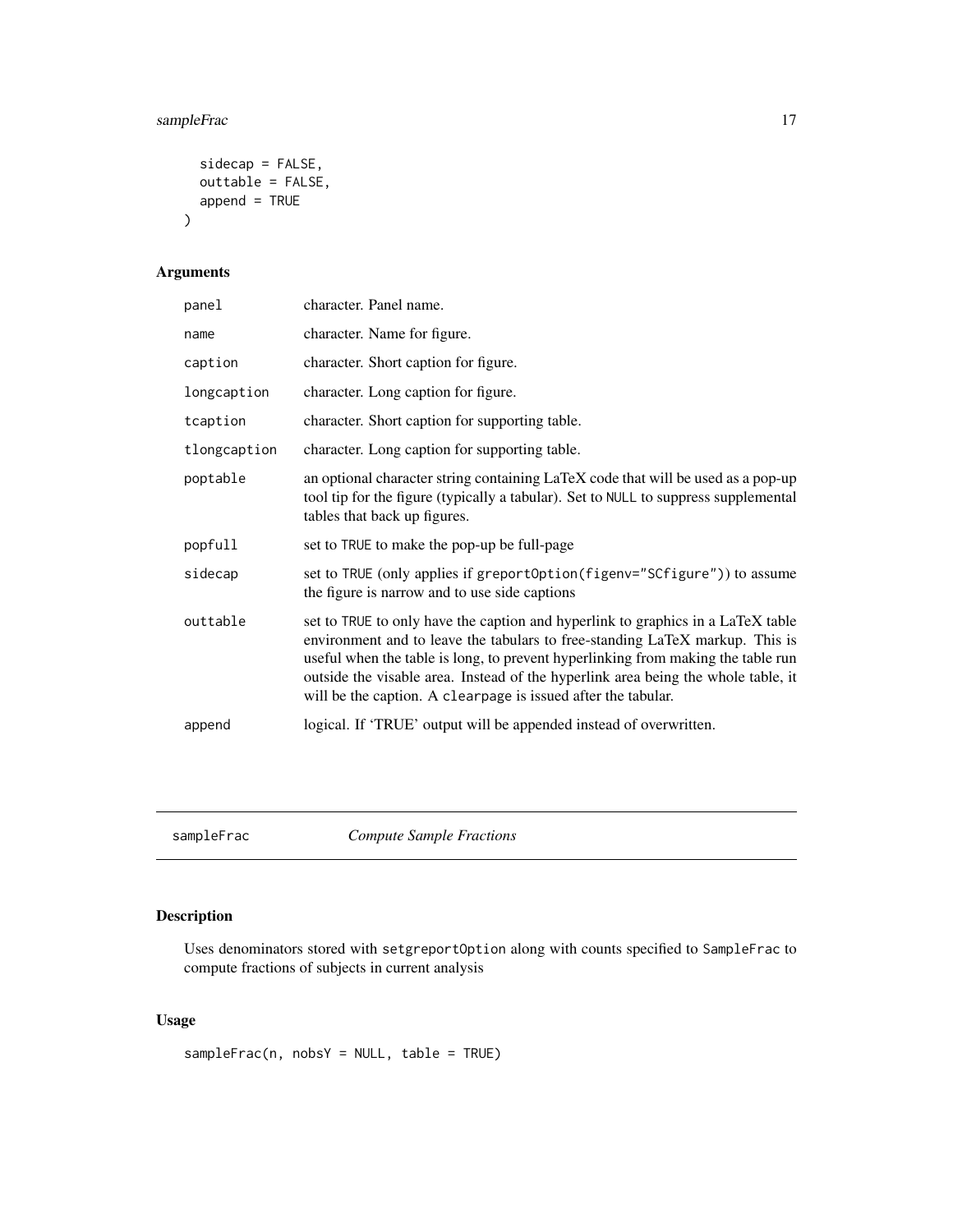```
  sidecap = FALSE,
  outtable = FALSE,
  append = TRUE
)
```

### Arguments

| | |
|---|---|
| panel | character. Panel name. |
| name | character. Name for figure. |
| caption | character. Short caption for figure. |
| longcaption | character. Long caption for figure. |
| tcaption | character. Short caption for supporting table. |
| tlongcaption | character. Long caption for supporting table. |
| poptable | an optional character string containing LaTeX code that will be used as a pop-up tool tip for the figure (typically a tabular). Set to `NULL` to suppress supplemental tables that back up figures. |
| popfull | set to `TRUE` to make the pop-up be full-page |
| sidecap | set to `TRUE` (only applies if `greportOption(figenv="SCfigure")`) to assume the figure is narrow and to use side captions |
| outtable | set to `TRUE` to only have the caption and hyperlink to graphics in a LaTeX table environment and to leave the tabulars to free-standing LaTeX markup. This is useful when the table is long, to prevent hyperlinking from making the table run outside the visable area. Instead of the hyperlink area being the whole table, it will be the caption. A `clearpage` is issued after the tabular. |
| append | logical. If 'TRUE' output will be appended instead of overwritten. |

---

## sampleFrac — *Compute Sample Fractions*

---

### Description

Uses denominators stored with `setgreportOption` along with counts specified to `SampleFrac` to compute fractions of subjects in current analysis

### Usage

```
sampleFrac(n, nobsY = NULL, table = TRUE)
```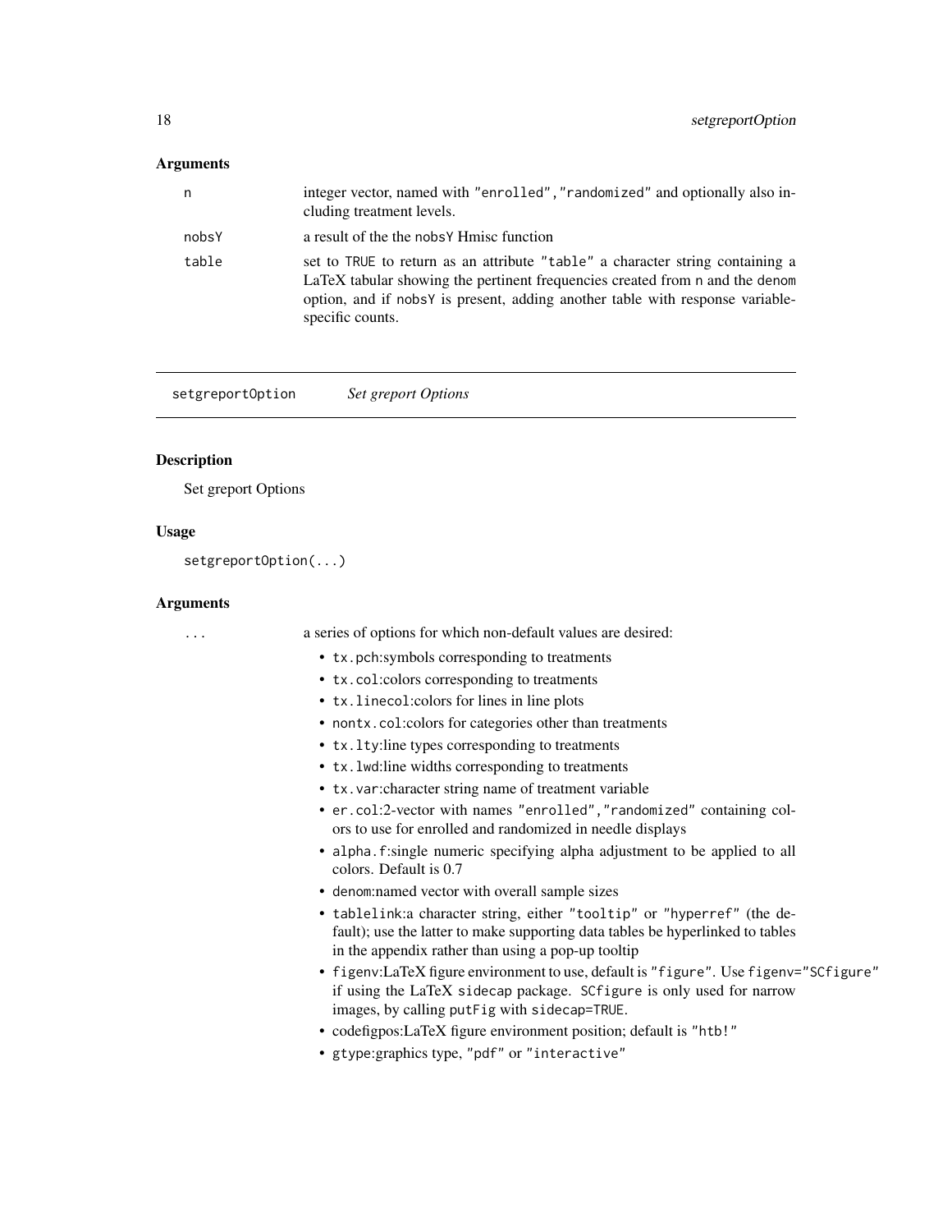### Arguments

| | |
|---|---|
| n | integer vector, named with "enrolled","randomized" and optionally also including treatment levels. |
| nobsY | a result of the the nobsY Hmisc function |
| table | set to TRUE to return as an attribute "table" a character string containing a LaTeX tabular showing the pertinent frequencies created from n and the denom option, and if nobsY is present, adding another table with response variable-specific counts. |

---

## setgreportOption *Set greport Options*

### Description

Set greport Options

### Usage

```
setgreportOption(...)
```

### Arguments

... a series of options for which non-default values are desired:

- tx.pch:symbols corresponding to treatments
- tx.col:colors corresponding to treatments
- tx.linecol:colors for lines in line plots
- nontx.col:colors for categories other than treatments
- tx.lty:line types corresponding to treatments
- tx.lwd:line widths corresponding to treatments
- tx.var:character string name of treatment variable
- er.col:2-vector with names "enrolled","randomized" containing colors to use for enrolled and randomized in needle displays
- alpha.f:single numeric specifying alpha adjustment to be applied to all colors. Default is 0.7
- denom:named vector with overall sample sizes
- tablelink:a character string, either "tooltip" or "hyperref" (the default); use the latter to make supporting data tables be hyperlinked to tables in the appendix rather than using a pop-up tooltip
- figenv:LaTeX figure environment to use, default is "figure". Use figenv="SCfigure" if using the LaTeX sidecap package. SCfigure is only used for narrow images, by calling putFig with sidecap=TRUE.
- codefigpos:LaTeX figure environment position; default is "htb!"
- gtype:graphics type, "pdf" or "interactive"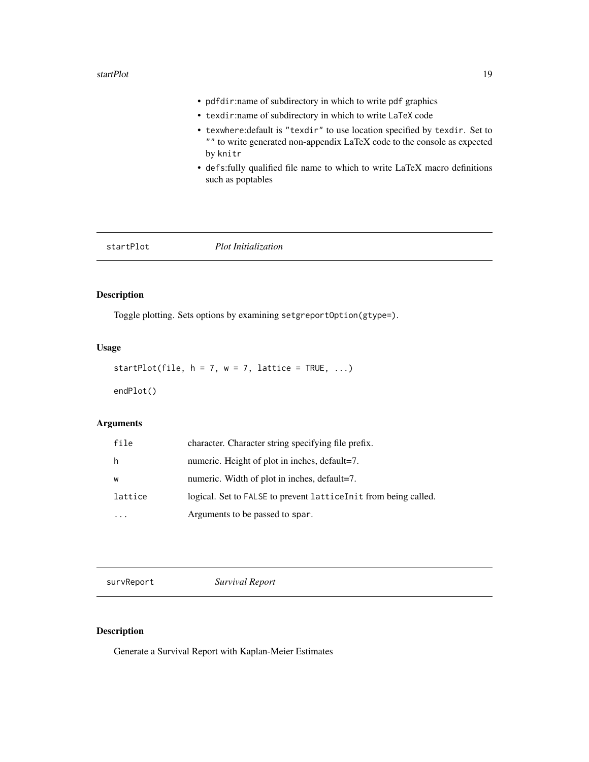- `pdfdir`:name of subdirectory in which to write `pdf` graphics
- `texdir`:name of subdirectory in which to write `LaTeX` code
- `texwhere`:default is `"texdir"` to use location specified by `texdir`. Set to `""` to write generated non-appendix LaTeX code to the console as expected by `knitr`
- `defs`:fully qualified file name to which to write LaTeX macro definitions such as poptables

---

## startPlot — *Plot Initialization*

### Description

Toggle plotting. Sets options by examining `setgreportOption(gtype=)`.

### Usage

```
startPlot(file, h = 7, w = 7, lattice = TRUE, ...)

endPlot()
```

### Arguments

| | |
|---|---|
| `file` | character. Character string specifying file prefix. |
| `h` | numeric. Height of plot in inches, default=7. |
| `w` | numeric. Width of plot in inches, default=7. |
| `lattice` | logical. Set to `FALSE` to prevent `latticeInit` from being called. |
| `...` | Arguments to be passed to `spar`. |

---

## survReport — *Survival Report*

### Description

Generate a Survival Report with Kaplan-Meier Estimates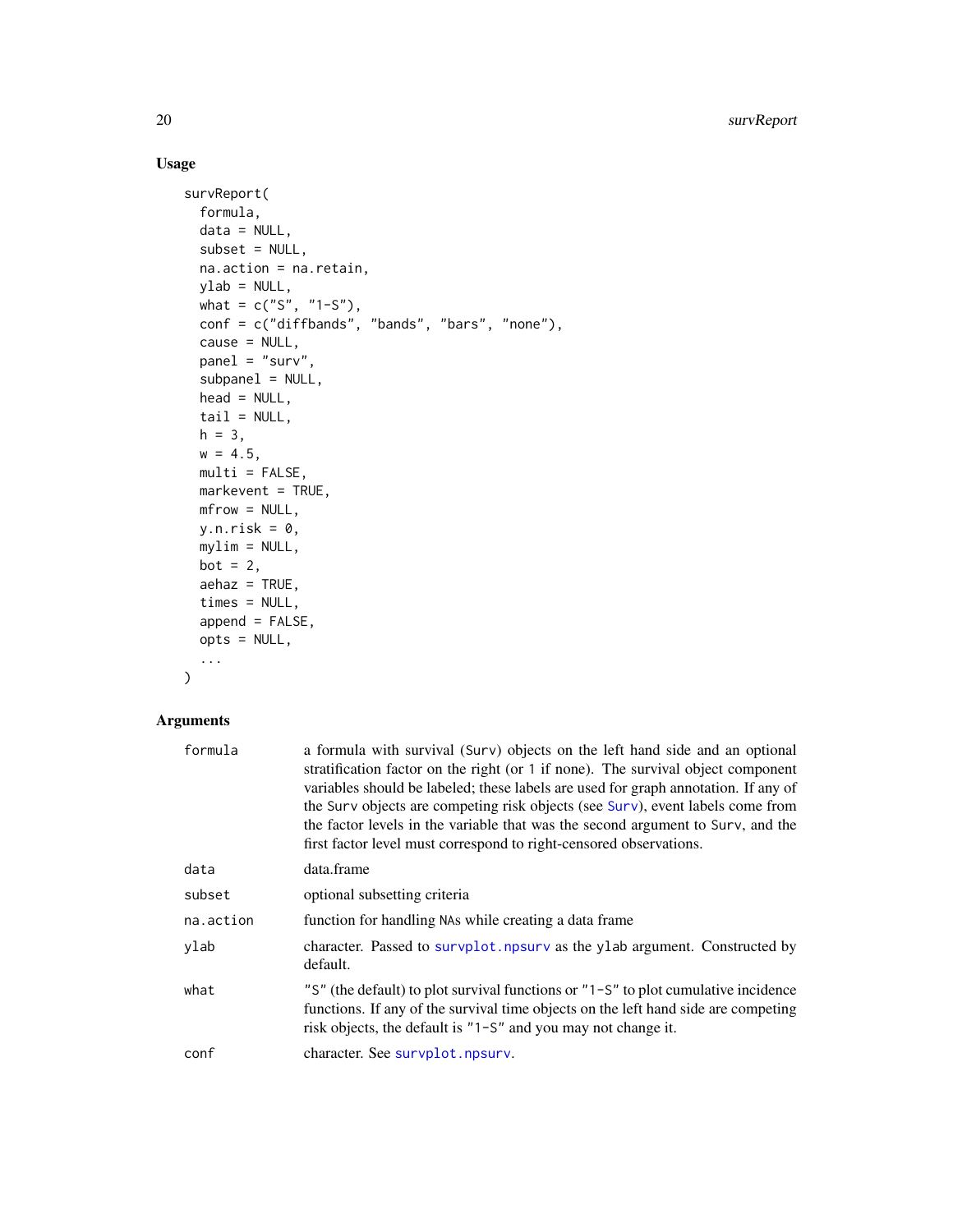## Usage

```
survReport(
  formula,
  data = NULL,
  subset = NULL,
  na.action = na.retain,
  ylab = NULL,
  what = c("S", "1-S"),
  conf = c("diffbands", "bands", "bars", "none"),
  cause = NULL,
  panel = "surv",
  subpanel = NULL,
  head = NULL,
  tail = NULL,
  h = 3,
  w = 4.5,
  multi = FALSE,
  markevent = TRUE,
  mfrow = NULL,
  y.n.risk = 0,
  mylim = NULL,
  bot = 2,
  aehaz = TRUE,
  times = NULL,
  append = FALSE,
  opts = NULL,
  ...
)
```

## Arguments

| | |
|---|---|
| formula | a formula with survival (Surv) objects on the left hand side and an optional stratification factor on the right (or 1 if none). The survival object component variables should be labeled; these labels are used for graph annotation. If any of the Surv objects are competing risk objects (see Surv), event labels come from the factor levels in the variable that was the second argument to Surv, and the first factor level must correspond to right-censored observations. |
| data | data.frame |
| subset | optional subsetting criteria |
| na.action | function for handling NAs while creating a data frame |
| ylab | character. Passed to survplot.npsurv as the ylab argument. Constructed by default. |
| what | "S" (the default) to plot survival functions or "1-S" to plot cumulative incidence functions. If any of the survival time objects on the left hand side are competing risk objects, the default is "1-S" and you may not change it. |
| conf | character. See survplot.npsurv. |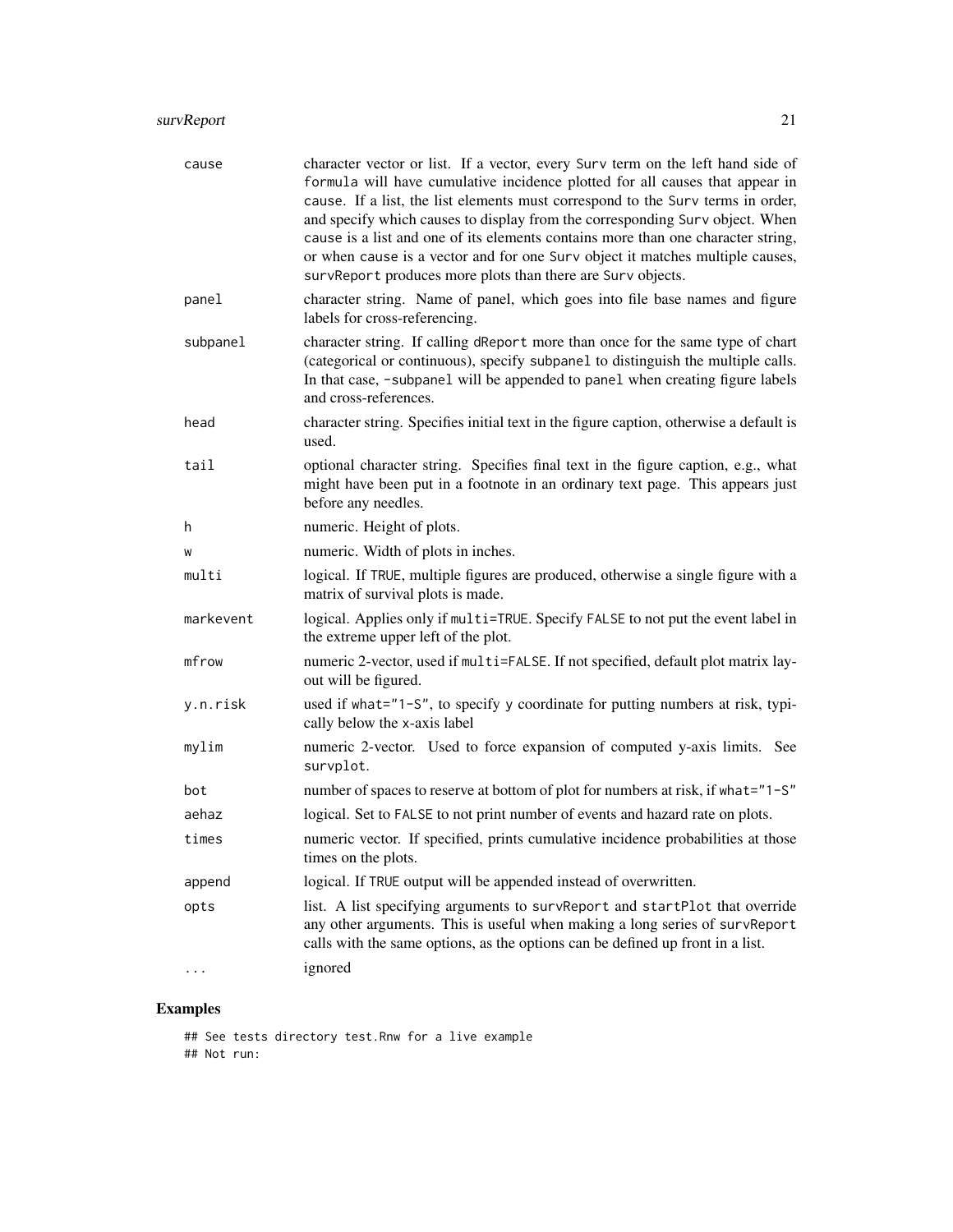| | |
|---|---|
| cause | character vector or list. If a vector, every Surv term on the left hand side of formula will have cumulative incidence plotted for all causes that appear in cause. If a list, the list elements must correspond to the Surv terms in order, and specify which causes to display from the corresponding Surv object. When cause is a list and one of its elements contains more than one character string, or when cause is a vector and for one Surv object it matches multiple causes, survReport produces more plots than there are Surv objects. |
| panel | character string. Name of panel, which goes into file base names and figure labels for cross-referencing. |
| subpanel | character string. If calling dReport more than once for the same type of chart (categorical or continuous), specify subpanel to distinguish the multiple calls. In that case, -subpanel will be appended to panel when creating figure labels and cross-references. |
| head | character string. Specifies initial text in the figure caption, otherwise a default is used. |
| tail | optional character string. Specifies final text in the figure caption, e.g., what might have been put in a footnote in an ordinary text page. This appears just before any needles. |
| h | numeric. Height of plots. |
| w | numeric. Width of plots in inches. |
| multi | logical. If TRUE, multiple figures are produced, otherwise a single figure with a matrix of survival plots is made. |
| markevent | logical. Applies only if multi=TRUE. Specify FALSE to not put the event label in the extreme upper left of the plot. |
| mfrow | numeric 2-vector, used if multi=FALSE. If not specified, default plot matrix layout will be figured. |
| y.n.risk | used if what="1-S", to specify y coordinate for putting numbers at risk, typically below the x-axis label |
| mylim | numeric 2-vector. Used to force expansion of computed y-axis limits. See survplot. |
| bot | number of spaces to reserve at bottom of plot for numbers at risk, if what="1-S" |
| aehaz | logical. Set to FALSE to not print number of events and hazard rate on plots. |
| times | numeric vector. If specified, prints cumulative incidence probabilities at those times on the plots. |
| append | logical. If TRUE output will be appended instead of overwritten. |
| opts | list. A list specifying arguments to survReport and startPlot that override any other arguments. This is useful when making a long series of survReport calls with the same options, as the options can be defined up front in a list. |
| ... | ignored |

## Examples

```
## See tests directory test.Rnw for a live example
## Not run:
```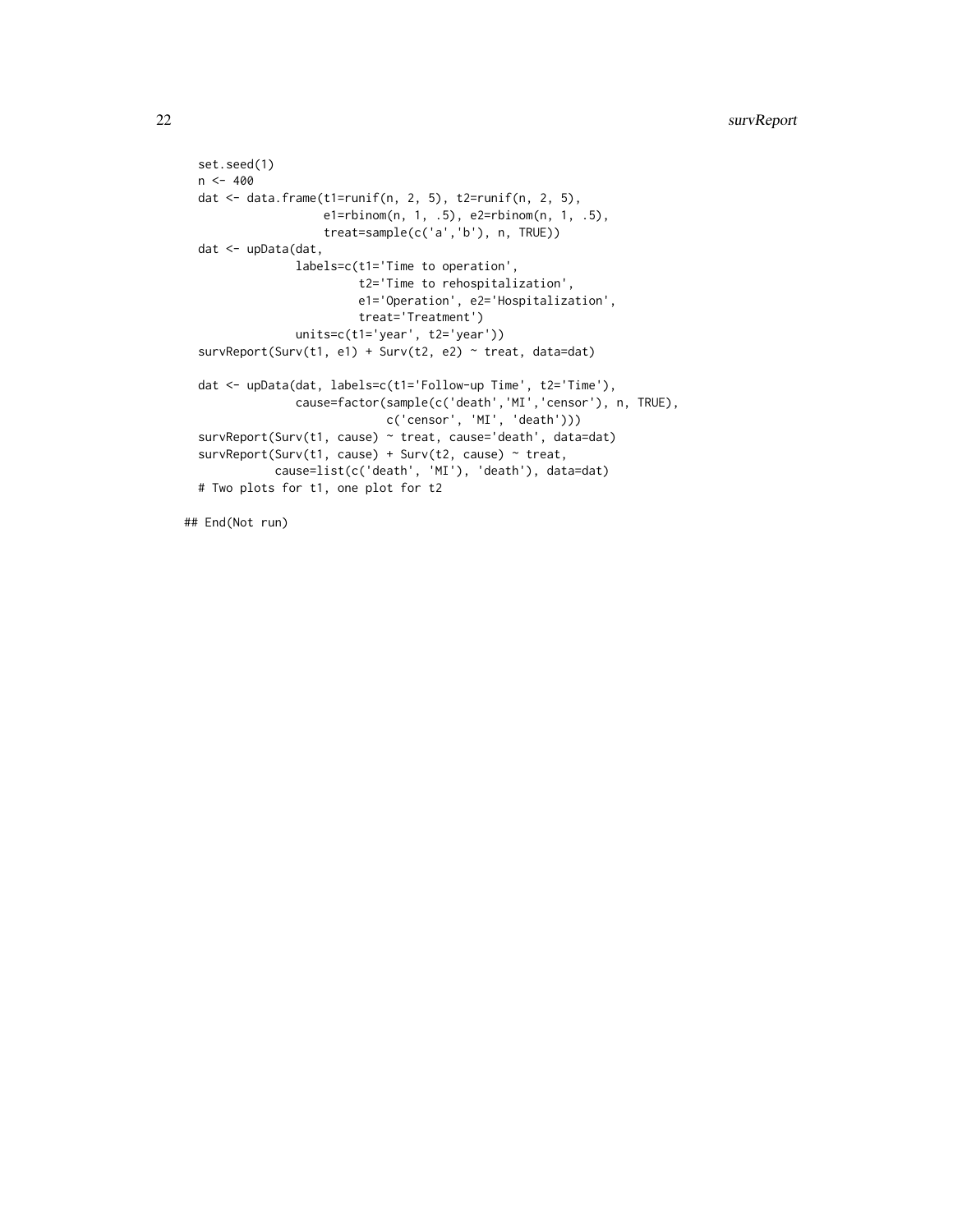```
set.seed(1)
n <- 400
dat <- data.frame(t1=runif(n, 2, 5), t2=runif(n, 2, 5),
                  e1=rbinom(n, 1, .5), e2=rbinom(n, 1, .5),
                  treat=sample(c('a','b'), n, TRUE))
dat <- upData(dat,
              labels=c(t1='Time to operation',
                       t2='Time to rehospitalization',
                       e1='Operation', e2='Hospitalization',
                       treat='Treatment')
              units=c(t1='year', t2='year'))
survReport(Surv(t1, e1) + Surv(t2, e2) ~ treat, data=dat)

dat <- upData(dat, labels=c(t1='Follow-up Time', t2='Time'),
              cause=factor(sample(c('death','MI','censor'), n, TRUE),
                           c('censor', 'MI', 'death')))
survReport(Surv(t1, cause) ~ treat, cause='death', data=dat)
survReport(Surv(t1, cause) + Surv(t2, cause) ~ treat,
           cause=list(c('death', 'MI'), 'death'), data=dat)
# Two plots for t1, one plot for t2

## End(Not run)
```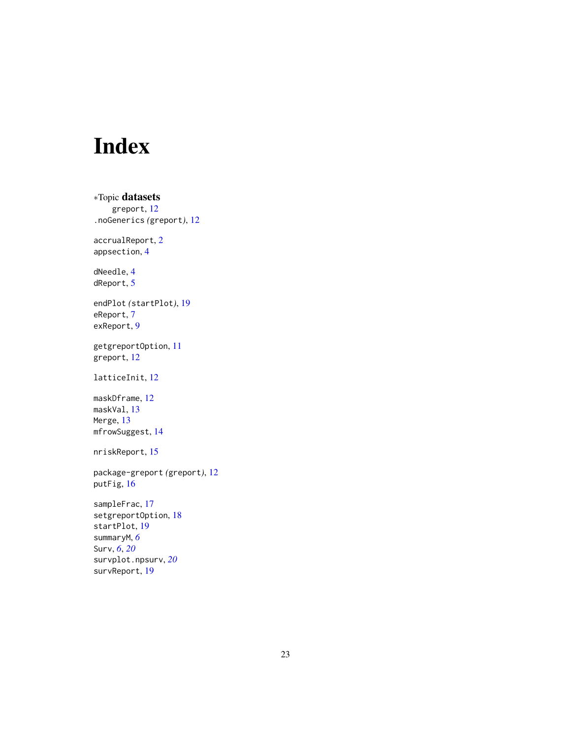# Index

*Topic **datasets**
greport, 12
.noGenerics (greport), 12

accrualReport, 2
appsection, 4

dNeedle, 4
dReport, 5

endPlot (startPlot), 19
eReport, 7
exReport, 9

getgreportOption, 11
greport, 12

latticeInit, 12

maskDframe, 12
maskVal, 13
Merge, 13
mfrowSuggest, 14

nriskReport, 15

package-greport (greport), 12
putFig, 16

sampleFrac, 17
setgreportOption, 18
startPlot, 19
summaryM, *6*
Surv, *6*, *20*
survplot.npsurv, *20*
survReport, 19